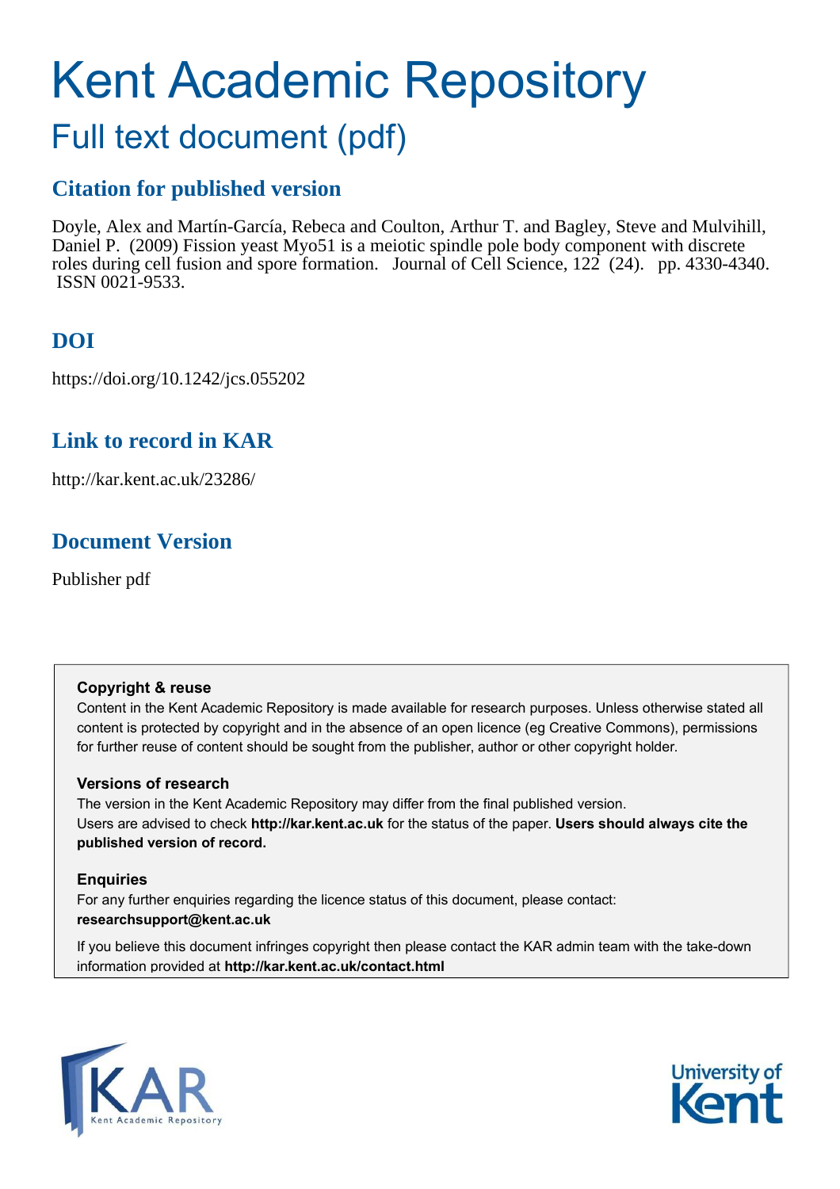# Kent Academic Repository

## Full text document (pdf)

## Citation for published version

Doyle, Alex and Martín-García, Rebeca and Coulton, Arthur T. and Bagley, Steve and Mulvihill, Daniel P. (2009) Fission yeast Myo51 is a meiotic spindle pole body component with discrete roles during cell fusion and spore formation. Journal of Cell Science, 122 (24). pp. 4330-4340. ISSN 0021-9533.

## DOI

https://doi.org/10.1242/jcs.055202

## Link to record in KAR

http://kar.kent.ac.uk/23286/

## Document Version

Publisher pdf

**Copyright & reuse**

Content in the Kent Academic Repository is made available for research purposes. Unless otherwise stated all content is protected by copyright and in the absence of an open licence (eg Creative Commons), permissions for further reuse of content should be sought from the publisher, author or other copyright holder.

**Versions of research**

The version in the Kent Academic Repository may differ from the final published version. Users are advised to check **http://kar.kent.ac.uk** for the status of the paper. **Users should always cite the published version of record.**

**Enquiries**

For any further enquiries regarding the licence status of this document, please contact: **researchsupport@kent.ac.uk**

If you believe this document infringes copyright then please contact the KAR admin team with the take-down information provided at **http://kar.kent.ac.uk/contact.html**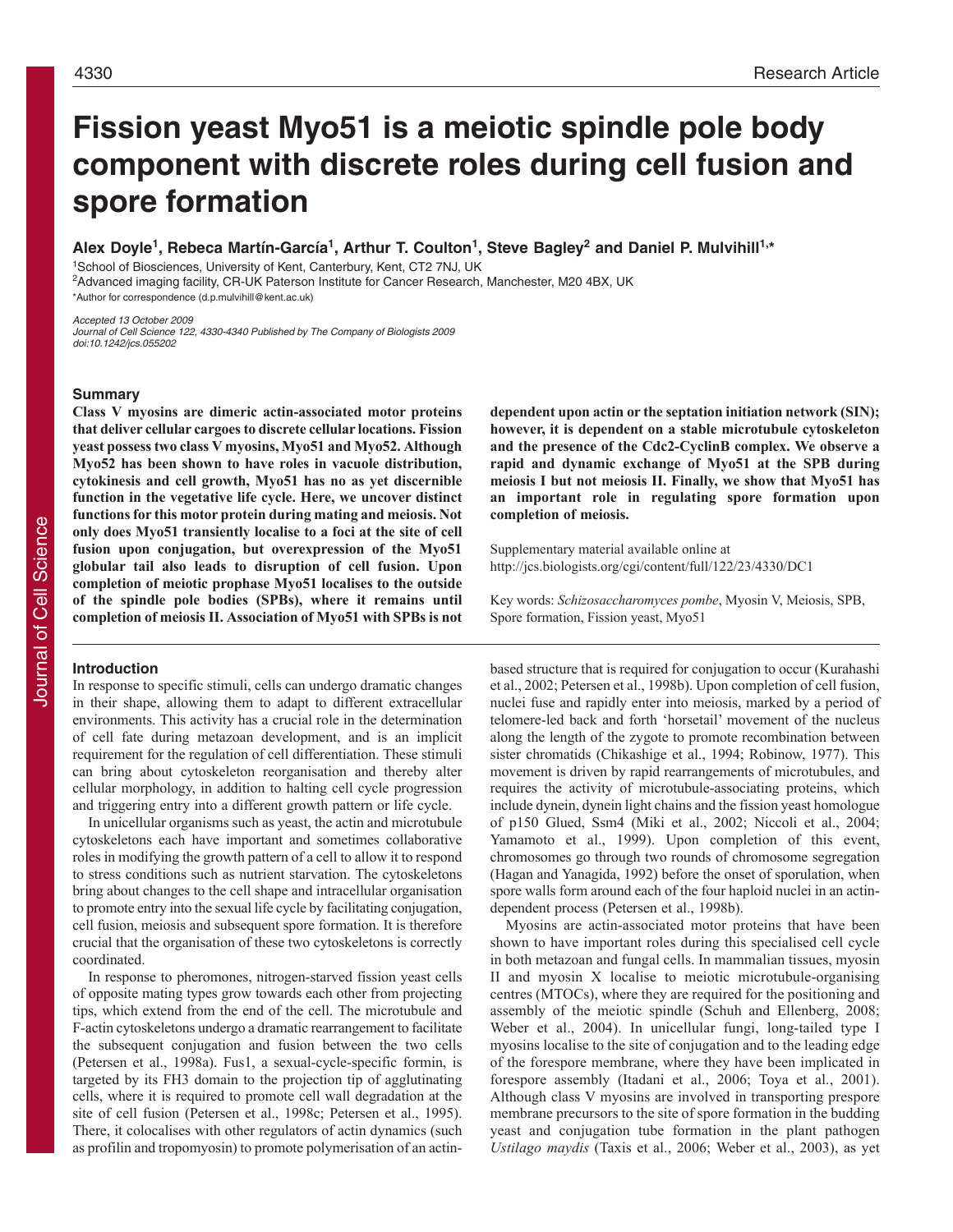# Fission yeast Myo51 is a meiotic spindle pole body component with discrete roles during cell fusion and spore formation

**Alex Doyle[1], Rebeca Martín-García[1], Arthur T. Coulton[1], Steve Bagley[2] and Daniel P. Mulvihill[1,*]**

[1]School of Biosciences, University of Kent, Canterbury, Kent, CT2 7NJ, UK
[2]Advanced imaging facility, CR-UK Paterson Institute for Cancer Research, Manchester, M20 4BX, UK
*Author for correspondence (d.p.mulvihill@kent.ac.uk)

*Accepted 13 October 2009*
*Journal of Cell Science 122, 4330-4340 Published by The Company of Biologists 2009*
*doi:10.1242/jcs.055202*

## Summary

**Class V myosins are dimeric actin-associated motor proteins that deliver cellular cargoes to discrete cellular locations. Fission yeast possess two class V myosins, Myo51 and Myo52. Although Myo52 has been shown to have roles in vacuole distribution, cytokinesis and cell growth, Myo51 has no as yet discernible function in the vegetative life cycle. Here, we uncover distinct functions for this motor protein during mating and meiosis. Not only does Myo51 transiently localise to a foci at the site of cell fusion upon conjugation, but overexpression of the Myo51 globular tail also leads to disruption of cell fusion. Upon completion of meiotic prophase Myo51 localises to the outside of the spindle pole bodies (SPBs), where it remains until completion of meiosis II. Association of Myo51 with SPBs is not dependent upon actin or the septation initiation network (SIN); however, it is dependent on a stable microtubule cytoskeleton and the presence of the Cdc2-CyclinB complex. We observe a rapid and dynamic exchange of Myo51 at the SPB during meiosis I but not meiosis II. Finally, we show that Myo51 has an important role in regulating spore formation upon completion of meiosis.**

Supplementary material available online at
http://jcs.biologists.org/cgi/content/full/122/23/4330/DC1

Key words: *Schizosaccharomyces pombe*, Myosin V, Meiosis, SPB, Spore formation, Fission yeast, Myo51

## Introduction

In response to specific stimuli, cells can undergo dramatic changes in their shape, allowing them to adapt to different extracellular environments. This activity has a crucial role in the determination of cell fate during metazoan development, and is an implicit requirement for the regulation of cell differentiation. These stimuli can bring about cytoskeleton reorganisation and thereby alter cellular morphology, in addition to halting cell cycle progression and triggering entry into a different growth pattern or life cycle.

In unicellular organisms such as yeast, the actin and microtubule cytoskeletons each have important and sometimes collaborative roles in modifying the growth pattern of a cell to allow it to respond to stress conditions such as nutrient starvation. The cytoskeletons bring about changes to the cell shape and intracellular organisation to promote entry into the sexual life cycle by facilitating conjugation, cell fusion, meiosis and subsequent spore formation. It is therefore crucial that the organisation of these two cytoskeletons is correctly coordinated.

In response to pheromones, nitrogen-starved fission yeast cells of opposite mating types grow towards each other from projecting tips, which extend from the end of the cell. The microtubule and F-actin cytoskeletons undergo a dramatic rearrangement to facilitate the subsequent conjugation and fusion between the two cells (Petersen et al., 1998a). Fus1, a sexual-cycle-specific formin, is targeted by its FH3 domain to the projection tip of agglutinating cells, where it is required to promote cell wall degradation at the site of cell fusion (Petersen et al., 1998c; Petersen et al., 1995). There, it colocalises with other regulators of actin dynamics (such as profilin and tropomyosin) to promote polymerisation of an actin-based structure that is required for conjugation to occur (Kurahashi et al., 2002; Petersen et al., 1998b). Upon completion of cell fusion, nuclei fuse and rapidly enter into meiosis, marked by a period of telomere-led back and forth 'horsetail' movement of the nucleus along the length of the zygote to promote recombination between sister chromatids (Chikashige et al., 1994; Robinow, 1977). This movement is driven by rapid rearrangements of microtubules, and requires the activity of microtubule-associating proteins, which include dynein, dynein light chains and the fission yeast homologue of p150 Glued, Ssm4 (Miki et al., 2002; Niccoli et al., 2004; Yamamoto et al., 1999). Upon completion of this event, chromosomes go through two rounds of chromosome segregation (Hagan and Yanagida, 1992) before the onset of sporulation, when spore walls form around each of the four haploid nuclei in an actin-dependent process (Petersen et al., 1998b).

Myosins are actin-associated motor proteins that have been shown to have important roles during this specialised cell cycle in both metazoan and fungal cells. In mammalian tissues, myosin II and myosin X localise to meiotic microtubule-organising centres (MTOCs), where they are required for the positioning and assembly of the meiotic spindle (Schuh and Ellenberg, 2008; Weber et al., 2004). In unicellular fungi, long-tailed type I myosins localise to the site of conjugation and to the leading edge of the forespore membrane, where they have been implicated in forespore assembly (Itadani et al., 2006; Toya et al., 2001). Although class V myosins are involved in transporting prespore membrane precursors to the site of spore formation in the budding yeast and conjugation tube formation in the plant pathogen *Ustilago maydis* (Taxis et al., 2006; Weber et al., 2003), as yet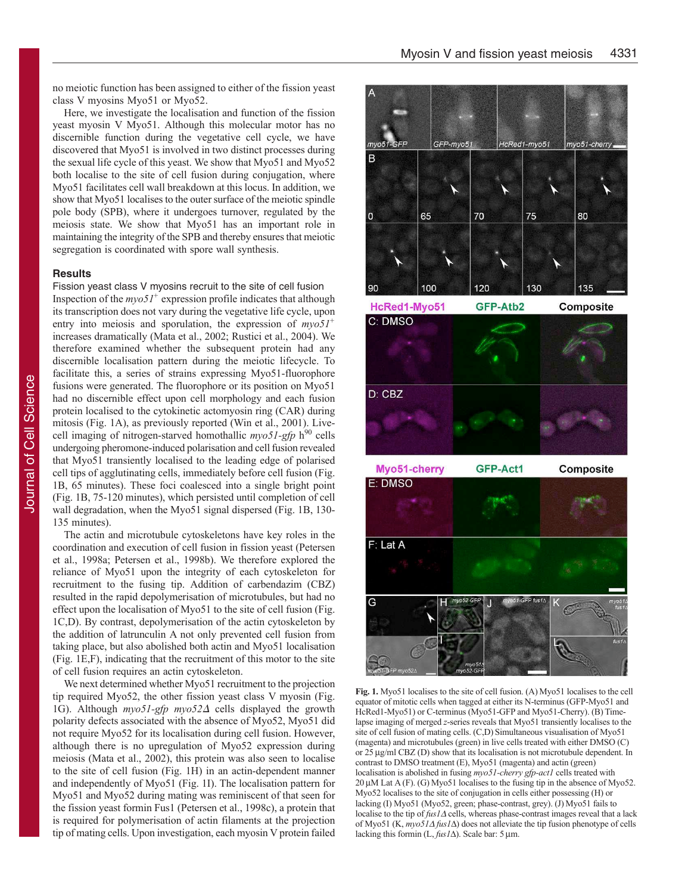no meiotic function has been assigned to either of the fission yeast class V myosins Myo51 or Myo52.

Here, we investigate the localisation and function of the fission yeast myosin V Myo51. Although this molecular motor has no discernible function during the vegetative cell cycle, we have discovered that Myo51 is involved in two distinct processes during the sexual life cycle of this yeast. We show that Myo51 and Myo52 both localise to the site of cell fusion during conjugation, where Myo51 facilitates cell wall breakdown at this locus. In addition, we show that Myo51 localises to the outer surface of the meiotic spindle pole body (SPB), where it undergoes turnover, regulated by the meiosis state. We show that Myo51 has an important role in maintaining the integrity of the SPB and thereby ensures that meiotic segregation is coordinated with spore wall synthesis.

## Results

### Fission yeast class V myosins recruit to the site of cell fusion

Inspection of the *myo51*+ expression profile indicates that although its transcription does not vary during the vegetative life cycle, upon entry into meiosis and sporulation, the expression of *myo51*+ increases dramatically (Mata et al., 2002; Rustici et al., 2004). We therefore examined whether the subsequent protein had any discernible localisation pattern during the meiotic lifecycle. To facilitate this, a series of strains expressing Myo51-fluorophore fusions were generated. The fluorophore or its position on Myo51 had no discernible effect upon cell morphology and each fusion protein localised to the cytokinetic actomyosin ring (CAR) during mitosis (Fig. 1A), as previously reported (Win et al., 2001). Live-cell imaging of nitrogen-starved homothallic *myo51-gfp* h90 cells undergoing pheromone-induced polarisation and cell fusion revealed that Myo51 transiently localised to the leading edge of polarised cell tips of agglutinating cells, immediately before cell fusion (Fig. 1B, 65 minutes). These foci coalesced into a single bright point (Fig. 1B, 75-120 minutes), which persisted until completion of cell wall degradation, when the Myo51 signal dispersed (Fig. 1B, 130-135 minutes).

The actin and microtubule cytoskeletons have key roles in the coordination and execution of cell fusion in fission yeast (Petersen et al., 1998a; Petersen et al., 1998b). We therefore explored the reliance of Myo51 upon the integrity of each cytoskeleton for recruitment to the fusing tip. Addition of carbendazim (CBZ) resulted in the rapid depolymerisation of microtubules, but had no effect upon the localisation of Myo51 to the site of cell fusion (Fig. 1C,D). By contrast, depolymerisation of the actin cytoskeleton by the addition of latrunculin A not only prevented cell fusion from taking place, but also abolished both actin and Myo51 localisation (Fig. 1E,F), indicating that the recruitment of this motor to the site of cell fusion requires an actin cytoskeleton.

We next determined whether Myo51 recruitment to the projection tip required Myo52, the other fission yeast class V myosin (Fig. 1G). Although *myo51-gfp myo52Δ* cells displayed the growth polarity defects associated with the absence of Myo52, Myo51 did not require Myo52 for its localisation during cell fusion. However, although there is no upregulation of Myo52 expression during meiosis (Mata et al., 2002), this protein was also seen to localise to the site of cell fusion (Fig. 1H) in an actin-dependent manner and independently of Myo51 (Fig. 1I). The localisation pattern for Myo51 and Myo52 during mating was reminiscent of that seen for the fission yeast formin Fus1 (Petersen et al., 1998c), a protein that is required for polymerisation of actin filaments at the projection tip of mating cells. Upon investigation, each myosin V protein failed

Fig. 1. Myo51 localises to the site of cell fusion. (A) Myo51 localises to the cell equator of mitotic cells when tagged at either its N-terminus (GFP-Myo51 and HcRed1-Myo51) or C-terminus (Myo51-GFP and Myo51-Cherry). (B) Time-lapse imaging of merged *z*-series reveals that Myo51 transiently localises to the site of cell fusion of mating cells. (C,D) Simultaneous visualisation of Myo51 (magenta) and microtubules (green) in live cells treated with either DMSO (C) or 25 μg/ml CBZ (D) show that its localisation is not microtubule dependent. In contrast to DMSO treatment (E), Myo51 (magenta) and actin (green) localisation is abolished in fusing *myo51-cherry gfp-act1* cells treated with 20 μM Lat A (F). (G) Myo51 localises to the fusing tip in the absence of Myo52. Myo52 localises to the site of conjugation in cells either possessing (H) or lacking (I) Myo51 (Myo52, green; phase-contrast, grey). (J) Myo51 fails to localise to the tip of *fus1Δ* cells, whereas phase-contrast images reveal that a lack of Myo51 (K, *myo51Δ fus1Δ*) does not alleviate the tip fusion phenotype of cells lacking this formin (L, *fus1Δ*). Scale bar: 5 μm.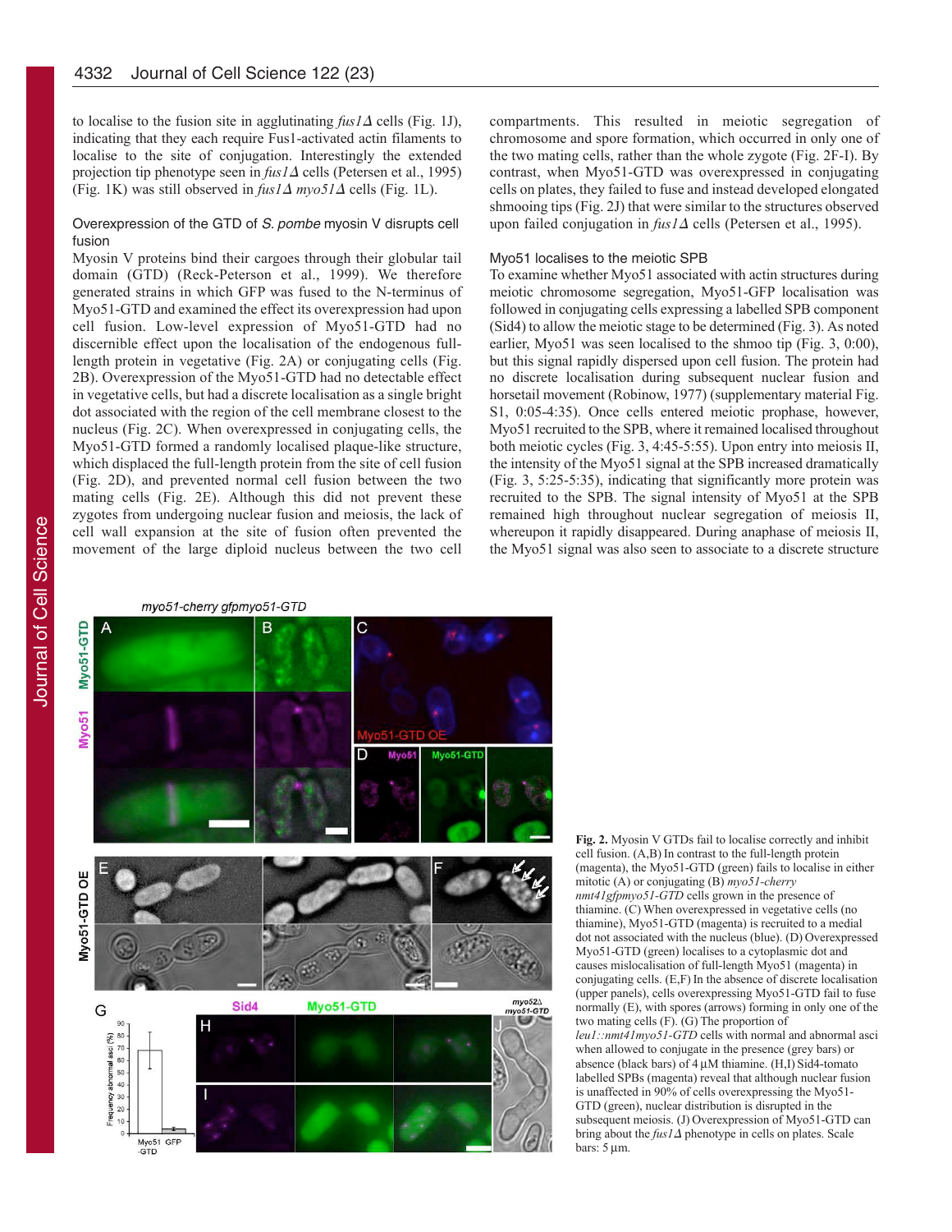to localise to the fusion site in agglutinating *fus1Δ* cells (Fig. 1J), indicating that they each require Fus1-activated actin filaments to localise to the site of conjugation. Interestingly the extended projection tip phenotype seen in *fus1Δ* cells (Petersen et al., 1995) (Fig. 1K) was still observed in *fus1Δ myo51Δ* cells (Fig. 1L).

### Overexpression of the GTD of *S. pombe* myosin V disrupts cell fusion

Myosin V proteins bind their cargoes through their globular tail domain (GTD) (Reck-Peterson et al., 1999). We therefore generated strains in which GFP was fused to the N-terminus of Myo51-GTD and examined the effect its overexpression had upon cell fusion. Low-level expression of Myo51-GTD had no discernible effect upon the localisation of the endogenous full-length protein in vegetative (Fig. 2A) or conjugating cells (Fig. 2B). Overexpression of the Myo51-GTD had no detectable effect in vegetative cells, but had a discrete localisation as a single bright dot associated with the region of the cell membrane closest to the nucleus (Fig. 2C). When overexpressed in conjugating cells, the Myo51-GTD formed a randomly localised plaque-like structure, which displaced the full-length protein from the site of cell fusion (Fig. 2D), and prevented normal cell fusion between the two mating cells (Fig. 2E). Although this did not prevent these zygotes from undergoing nuclear fusion and meiosis, the lack of cell wall expansion at the site of fusion often prevented the movement of the large diploid nucleus between the two cell compartments. This resulted in meiotic segregation of chromosome and spore formation, which occurred in only one of the two mating cells, rather than the whole zygote (Fig. 2F-I). By contrast, when Myo51-GTD was overexpressed in conjugating cells on plates, they failed to fuse and instead developed elongated shmooing tips (Fig. 2J) that were similar to the structures observed upon failed conjugation in *fus1Δ* cells (Petersen et al., 1995).

### Myo51 localises to the meiotic SPB

To examine whether Myo51 associated with actin structures during meiotic chromosome segregation, Myo51-GFP localisation was followed in conjugating cells expressing a labelled SPB component (Sid4) to allow the meiotic stage to be determined (Fig. 3). As noted earlier, Myo51 was seen localised to the shmoo tip (Fig. 3, 0:00), but this signal rapidly dispersed upon cell fusion. The protein had no discrete localisation during subsequent nuclear fusion and horsetail movement (Robinow, 1977) (supplementary material Fig. S1, 0:05-4:35). Once cells entered meiotic prophase, however, Myo51 recruited to the SPB, where it remained localised throughout both meiotic cycles (Fig. 3, 4:45-5:55). Upon entry into meiosis II, the intensity of the Myo51 signal at the SPB increased dramatically (Fig. 3, 5:25-5:35), indicating that significantly more protein was recruited to the SPB. The signal intensity of Myo51 at the SPB remained high throughout nuclear segregation of meiosis II, whereupon it rapidly disappeared. During anaphase of meiosis II, the Myo51 signal was also seen to associate to a discrete structure

**Fig. 2.** Myosin V GTDs fail to localise correctly and inhibit cell fusion. (A,B) In contrast to the full-length protein (magenta), the Myo51-GTD (green) fails to localise in either mitotic (A) or conjugating (B) *myo51-cherry nmt41gfpmyo51-GTD* cells grown in the presence of thiamine. (C) When overexpressed in vegetative cells (no thiamine), Myo51-GTD (magenta) is recruited to a medial dot not associated with the nucleus (blue). (D) Overexpressed Myo51-GTD (green) localises to a cytoplasmic dot and causes mislocalisation of full-length Myo51 (magenta) in conjugating cells. (E,F) In the absence of discrete localisation (upper panels), cells overexpressing Myo51-GTD fail to fuse normally (E), with spores (arrows) forming in only one of the two mating cells (F). (G) The proportion of *leu1::nmt41myo51-GTD* cells with normal and abnormal asci when allowed to conjugate in the presence (grey bars) or absence (black bars) of 4 μM thiamine. (H,I) Sid4-tomato labelled SPBs (magenta) reveal that although nuclear fusion is unaffected in 90% of cells overexpressing the Myo51-GTD (green), nuclear distribution is disrupted in the subsequent meiosis. (J) Overexpression of Myo51-GTD can bring about the *fus1Δ* phenotype in cells on plates. Scale bars: 5 μm.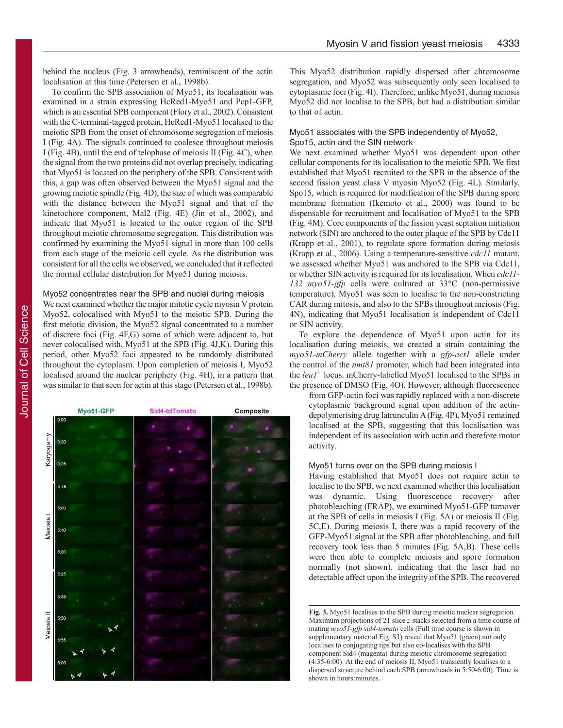behind the nucleus (Fig. 3 arrowheads), reminiscent of the actin localisation at this time (Petersen et al., 1998b).

To confirm the SPB association of Myo51, its localisation was examined in a strain expressing HcRed1-Myo51 and Pcp1-GFP, which is an essential SPB component (Flory et al., 2002). Consistent with the C-terminal-tagged protein, HcRed1-Myo51 localised to the meiotic SPB from the onset of chromosome segregation of meiosis I (Fig. 4A). The signals continued to coalesce throughout meiosis I (Fig. 4B), until the end of telophase of meiosis II (Fig. 4C), when the signal from the two proteins did not overlap precisely, indicating that Myo51 is located on the periphery of the SPB. Consistent with this, a gap was often observed between the Myo51 signal and the growing meiotic spindle (Fig. 4D), the size of which was comparable with the distance between the Myo51 signal and that of the kinetochore component, Mal2 (Fig. 4E) (Jin et al., 2002), and indicate that Myo51 is located to the outer region of the SPB throughout meiotic chromosome segregation. This distribution was confirmed by examining the Myo51 signal in more than 100 cells from each stage of the meiotic cell cycle. As the distribution was consistent for all the cells we observed, we concluded that it reflected the normal cellular distribution for Myo51 during meiosis.

### Myo52 concentrates near the SPB and nuclei during meiosis

We next examined whether the major mitotic cycle myosin V protein Myo52, colocalised with Myo51 to the meiotic SPB. During the first meiotic division, the Myo52 signal concentrated to a number of discrete foci (Fig. 4F,G) some of which were adjacent to, but never colocalised with, Myo51 at the SPB (Fig. 4J,K). During this period, other Myo52 foci appeared to be randomly distributed throughout the cytoplasm. Upon completion of meiosis I, Myo52 localised around the nuclear periphery (Fig. 4H), in a pattern that was similar to that seen for actin at this stage (Petersen et al., 1998b). This Myo52 distribution rapidly dispersed after chromosome segregation, and Myo52 was subsequently only seen localised to cytoplasmic foci (Fig. 4I). Therefore, unlike Myo51, during meiosis Myo52 did not localise to the SPB, but had a distribution similar to that of actin.

### Myo51 associates with the SPB independently of Myo52, Spo15, actin and the SIN network

We next examined whether Myo51 was dependent upon other cellular components for its localisation to the meiotic SPB. We first established that Myo51 recruited to the SPB in the absence of the second fission yeast class V myosin Myo52 (Fig. 4L). Similarly, Spo15, which is required for modification of the SPB during spore membrane formation (Ikemoto et al., 2000) was found to be dispensable for recruitment and localisation of Myo51 to the SPB (Fig. 4M). Core components of the fission yeast septation initiation network (SIN) are anchored to the outer plaque of the SPB by Cdc11 (Krapp et al., 2001), to regulate spore formation during meiosis (Krapp et al., 2006). Using a temperature-sensitive *cdc11* mutant, we assessed whether Myo51 was anchored to the SPB via Cdc11, or whether SIN activity is required for its localisation. When *cdc11-132 myo51-gfp* cells were cultured at 33°C (non-permissive temperature), Myo51 was seen to localise to the non-constricting CAR during mitosis, and also to the SPBs throughout meiosis (Fig. 4N), indicating that Myo51 localisation is independent of Cdc11 or SIN activity.

To explore the dependence of Myo51 upon actin for its localisation during meiosis, we created a strain containing the *myo51-mCherry* allele together with a *gfp-act1* allele under the control of the *nmt81* promoter, which had been integrated into the *leu1*$^{+}$ locus. mCherry-labelled Myo51 localised to the SPBs in the presence of DMSO (Fig. 4O). However, although fluorescence from GFP-actin foci was rapidly replaced with a non-discrete cytoplasmic background signal upon addition of the actin-depolymerising drug latrunculin A (Fig. 4P), Myo51 remained localised at the SPB, suggesting that this localisation was independent of its association with actin and therefore motor activity.

### Myo51 turns over on the SPB during meiosis I

Having established that Myo51 does not require actin to localise to the SPB, we next examined whether this localisation was dynamic. Using fluorescence recovery after photobleaching (FRAP), we examined Myo51-GFP turnover at the SPB of cells in meiosis I (Fig. 5A) or meiosis II (Fig. 5C,E). During meiosis I, there was a rapid recovery of the GFP-Myo51 signal at the SPB after photobleaching, and full recovery took less than 5 minutes (Fig. 5A,B). These cells were then able to complete meiosis and spore formation normally (not shown), indicating that the laser had no detectable affect upon the integrity of the SPB. The recovered

**Fig. 3.** Myo51 localises to the SPB during meiotic nuclear segregation. Maximum projections of 21 slice *z*-stacks selected from a time course of mating *myo51-gfp sid4-tomato* cells (Full time course is shown in supplementary material Fig. S1) reveal that Myo51 (green) not only localises to conjugating tips but also co-localises with the SPB component Sid4 (magenta) during meiotic chromosome segregation (4:35-6:00). At the end of meiosis II, Myo51 transiently localises to a dispersed structure behind each SPB (arrowheads in 5:50-6:00). Time is shown in hours:minutes.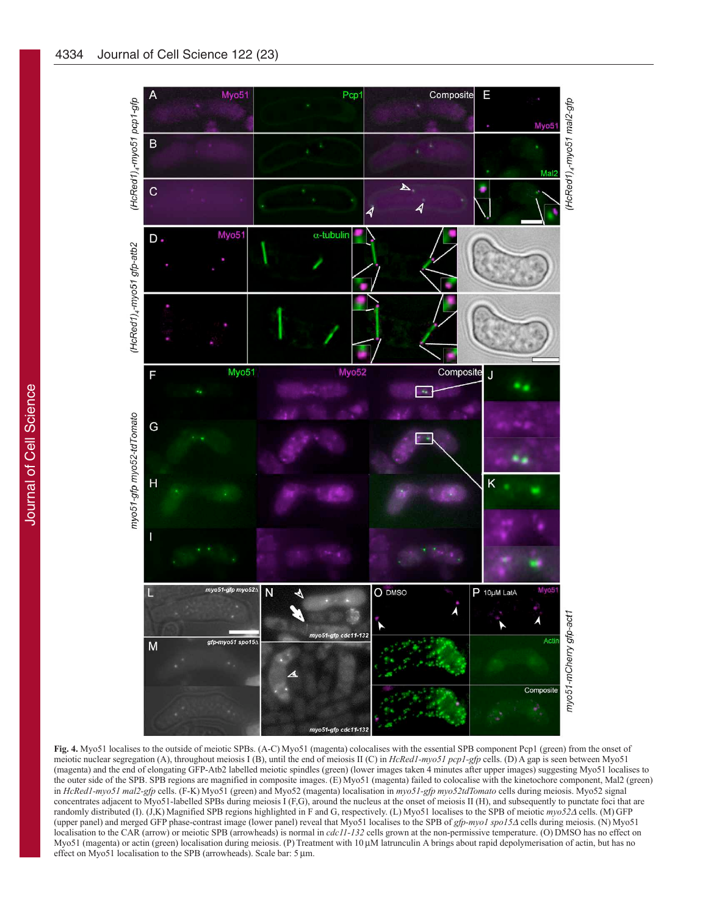**Fig. 4.** Myo51 localises to the outside of meiotic SPBs. (A-C) Myo51 (magenta) colocalises with the essential SPB component Pcp1 (green) from the onset of meiotic nuclear segregation (A), throughout meiosis I (B), until the end of meiosis II (C) in *HcRed1-myo51 pcp1-gfp* cells. (D) A gap is seen between Myo51 (magenta) and the end of elongating GFP-Atb2 labelled meiotic spindles (green) (lower images taken 4 minutes after upper images) suggesting Myo51 localises to the outer side of the SPB. SPB regions are magnified in composite images. (E) Myo51 (magenta) failed to colocalise with the kinetochore component, Mal2 (green) in *HcRed1-myo51 mal2-gfp* cells. (F-K) Myo51 (green) and Myo52 (magenta) localisation in *myo51-gfp myo52tdTomato* cells during meiosis. Myo52 signal concentrates adjacent to Myo51-labelled SPBs during meiosis I (F,G), around the nucleus at the onset of meiosis II (H), and subsequently to punctate foci that are randomly distributed (I). (J,K) Magnified SPB regions highlighted in F and G, respectively. (L) Myo51 localises to the SPB of meiotic *myo52Δ* cells. (M) GFP (upper panel) and merged GFP phase-contrast image (lower panel) reveal that Myo51 localises to the SPB of *gfp-myo1 spo15Δ* cells during meiosis. (N) Myo51 localisation to the CAR (arrow) or meiotic SPB (arrowheads) is normal in *cdc11-132* cells grown at the non-permissive temperature. (O) DMSO has no effect on Myo51 (magenta) or actin (green) localisation during meiosis. (P) Treatment with 10 μM latrunculin A brings about rapid depolymerisation of actin, but has no effect on Myo51 localisation to the SPB (arrowheads). Scale bar: 5 μm.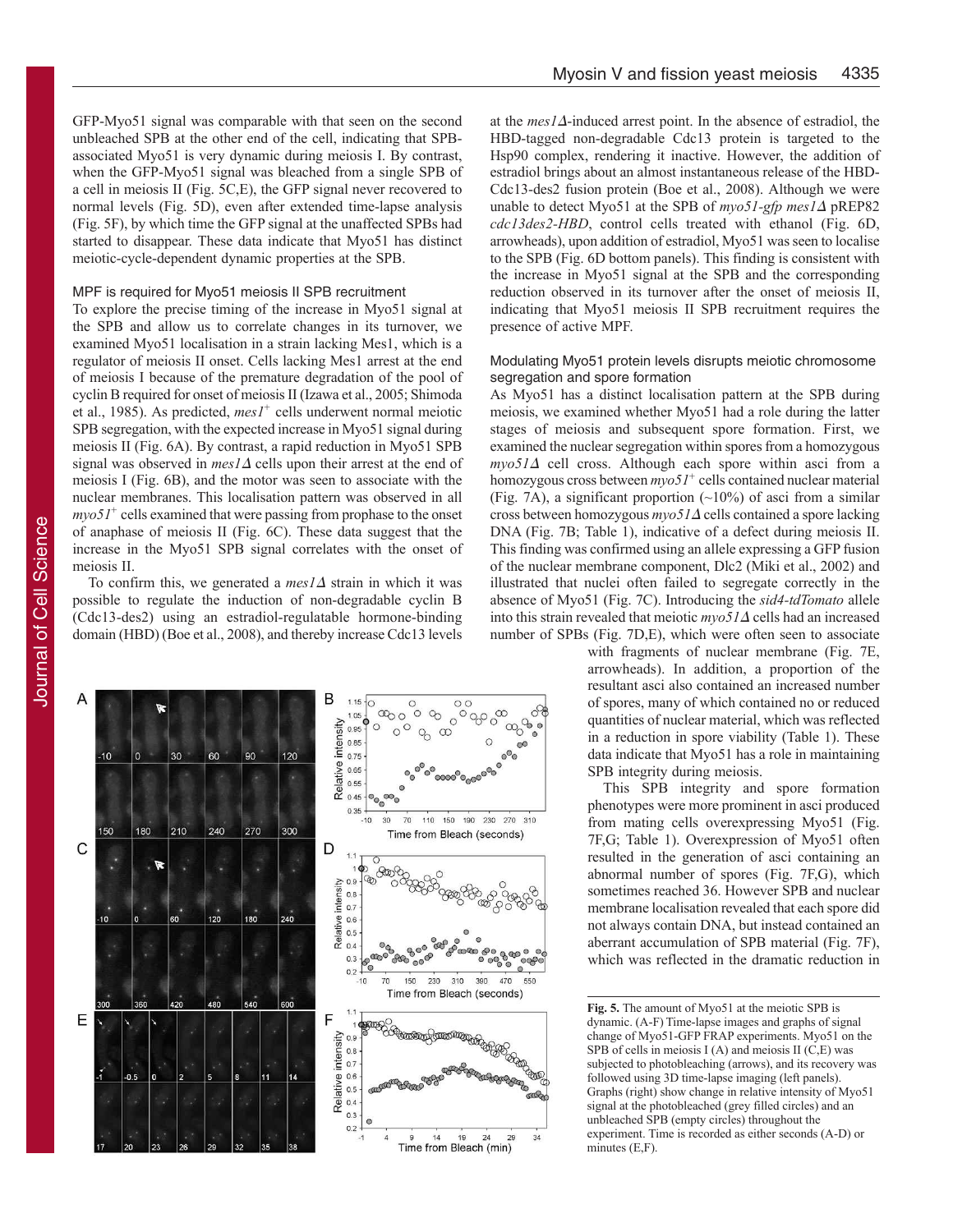GFP-Myo51 signal was comparable with that seen on the second unbleached SPB at the other end of the cell, indicating that SPB-associated Myo51 is very dynamic during meiosis I. By contrast, when the GFP-Myo51 signal was bleached from a single SPB of a cell in meiosis II (Fig. 5C,E), the GFP signal never recovered to normal levels (Fig. 5D), even after extended time-lapse analysis (Fig. 5F), by which time the GFP signal at the unaffected SPBs had started to disappear. These data indicate that Myo51 has distinct meiotic-cycle-dependent dynamic properties at the SPB.

### MPF is required for Myo51 meiosis II SPB recruitment

To explore the precise timing of the increase in Myo51 signal at the SPB and allow us to correlate changes in its turnover, we examined Myo51 localisation in a strain lacking Mes1, which is a regulator of meiosis II onset. Cells lacking Mes1 arrest at the end of meiosis I because of the premature degradation of the pool of cyclin B required for onset of meiosis II (Izawa et al., 2005; Shimoda et al., 1985). As predicted, *mes1*$^{+}$ cells underwent normal meiotic SPB segregation, with the expected increase in Myo51 signal during meiosis II (Fig. 6A). By contrast, a rapid reduction in Myo51 SPB signal was observed in *mes1Δ* cells upon their arrest at the end of meiosis I (Fig. 6B), and the motor was seen to associate with the nuclear membranes. This localisation pattern was observed in all *myo51*$^{+}$ cells examined that were passing from prophase to the onset of anaphase of meiosis II (Fig. 6C). These data suggest that the increase in the Myo51 SPB signal correlates with the onset of meiosis II.

To confirm this, we generated a *mes1Δ* strain in which it was possible to regulate the induction of non-degradable cyclin B (Cdc13-des2) using an estradiol-regulatable hormone-binding domain (HBD) (Boe et al., 2008), and thereby increase Cdc13 levels at the *mes1Δ*-induced arrest point. In the absence of estradiol, the HBD-tagged non-degradable Cdc13 protein is targeted to the Hsp90 complex, rendering it inactive. However, the addition of estradiol brings about an almost instantaneous release of the HBD-Cdc13-des2 fusion protein (Boe et al., 2008). Although we were unable to detect Myo51 at the SPB of *myo51-gfp mes1Δ* pREP82 *cdc13des2-HBD*, control cells treated with ethanol (Fig. 6D, arrowheads), upon addition of estradiol, Myo51 was seen to localise to the SPB (Fig. 6D bottom panels). This finding is consistent with the increase in Myo51 signal at the SPB and the corresponding reduction observed in its turnover after the onset of meiosis II, indicating that Myo51 meiosis II SPB recruitment requires the presence of active MPF.

### Modulating Myo51 protein levels disrupts meiotic chromosome segregation and spore formation

As Myo51 has a distinct localisation pattern at the SPB during meiosis, we examined whether Myo51 had a role during the latter stages of meiosis and subsequent spore formation. First, we examined the nuclear segregation within spores from a homozygous *myo51Δ* cell cross. Although each spore within asci from a homozygous cross between *myo51*$^{+}$ cells contained nuclear material (Fig. 7A), a significant proportion (~10%) of asci from a similar cross between homozygous *myo51Δ* cells contained a spore lacking DNA (Fig. 7B; Table 1), indicative of a defect during meiosis II. This finding was confirmed using an allele expressing a GFP fusion of the nuclear membrane component, Dlc2 (Miki et al., 2002) and illustrated that nuclei often failed to segregate correctly in the absence of Myo51 (Fig. 7C). Introducing the *sid4-tdTomato* allele into this strain revealed that meiotic *myo51Δ* cells had an increased number of SPBs (Fig. 7D,E), which were often seen to associate with fragments of nuclear membrane (Fig. 7E, arrowheads). In addition, a proportion of the resultant asci also contained an increased number of spores, many of which contained no or reduced quantities of nuclear material, which was reflected in a reduction in spore viability (Table 1). These data indicate that Myo51 has a role in maintaining SPB integrity during meiosis.

This SPB integrity and spore formation phenotypes were more prominent in asci produced from mating cells overexpressing Myo51 (Fig. 7F,G; Table 1). Overexpression of Myo51 often resulted in the generation of asci containing an abnormal number of spores (Fig. 7F,G), which sometimes reached 36. However SPB and nuclear membrane localisation revealed that each spore did not always contain DNA, but instead contained an aberrant accumulation of SPB material (Fig. 7F), which was reflected in the dramatic reduction in

**Fig. 5.** The amount of Myo51 at the meiotic SPB is dynamic. (A-F) Time-lapse images and graphs of signal change of Myo51-GFP FRAP experiments. Myo51 on the SPB of cells in meiosis I (A) and meiosis II (C,E) was subjected to photobleaching (arrows), and its recovery was followed using 3D time-lapse imaging (left panels). Graphs (right) show change in relative intensity of Myo51 signal at the photobleached (grey filled circles) and an unbleached SPB (empty circles) throughout the experiment. Time is recorded as either seconds (A-D) or minutes (E,F).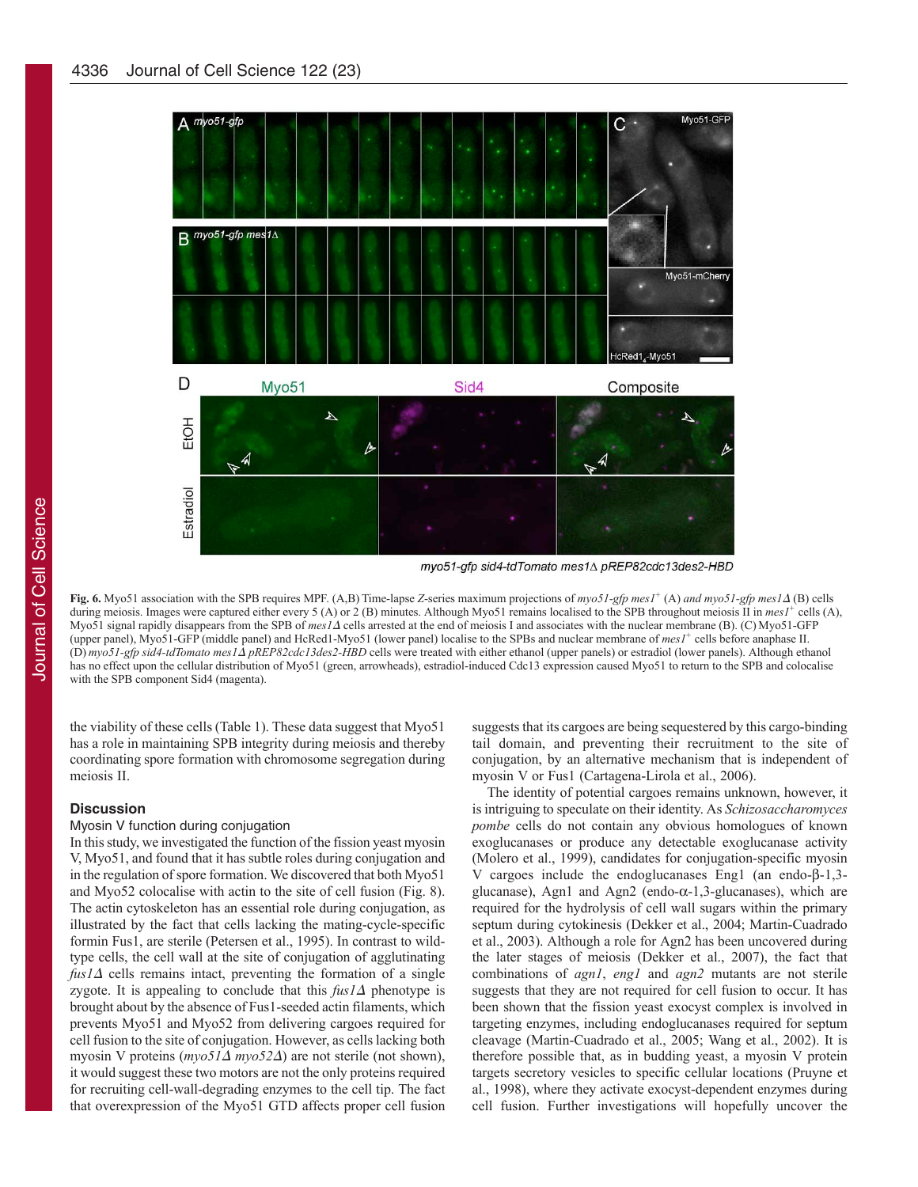**Fig. 6.** Myo51 association with the SPB requires MPF. (A,B) Time-lapse *Z*-series maximum projections of *myo51-gfp mes1*$^+$ (A) *and myo51-gfp mes1Δ* (B) cells during meiosis. Images were captured either every 5 (A) or 2 (B) minutes. Although Myo51 remains localised to the SPB throughout meiosis II in *mes1*$^+$ cells (A), Myo51 signal rapidly disappears from the SPB of *mes1Δ* cells arrested at the end of meiosis I and associates with the nuclear membrane (B). (C) Myo51-GFP (upper panel), Myo51-GFP (middle panel) and HcRed1-Myo51 (lower panel) localise to the SPBs and nuclear membrane of *mes1*$^+$ cells before anaphase II. (D) *myo51-gfp sid4-tdTomato mes1Δ pREP82cdc13des2-HBD* cells were treated with either ethanol (upper panels) or estradiol (lower panels). Although ethanol has no effect upon the cellular distribution of Myo51 (green, arrowheads), estradiol-induced Cdc13 expression caused Myo51 to return to the SPB and colocalise with the SPB component Sid4 (magenta).

the viability of these cells (Table 1). These data suggest that Myo51 has a role in maintaining SPB integrity during meiosis and thereby coordinating spore formation with chromosome segregation during meiosis II.

## Discussion

### Myosin V function during conjugation

In this study, we investigated the function of the fission yeast myosin V, Myo51, and found that it has subtle roles during conjugation and in the regulation of spore formation. We discovered that both Myo51 and Myo52 colocalise with actin to the site of cell fusion (Fig. 8). The actin cytoskeleton has an essential role during conjugation, as illustrated by the fact that cells lacking the mating-cycle-specific formin Fus1, are sterile (Petersen et al., 1995). In contrast to wild-type cells, the cell wall at the site of conjugation of agglutinating *fus1Δ* cells remains intact, preventing the formation of a single zygote. It is appealing to conclude that this *fus1Δ* phenotype is brought about by the absence of Fus1-seeded actin filaments, which prevents Myo51 and Myo52 from delivering cargoes required for cell fusion to the site of conjugation. However, as cells lacking both myosin V proteins (*myo51Δ myo52Δ*) are not sterile (not shown), it would suggest these two motors are not the only proteins required for recruiting cell-wall-degrading enzymes to the cell tip. The fact that overexpression of the Myo51 GTD affects proper cell fusion suggests that its cargoes are being sequestered by this cargo-binding tail domain, and preventing their recruitment to the site of conjugation, by an alternative mechanism that is independent of myosin V or Fus1 (Cartagena-Lirola et al., 2006).

The identity of potential cargoes remains unknown, however, it is intriguing to speculate on their identity. As *Schizosaccharomyces pombe* cells do not contain any obvious homologues of known exoglucanases or produce any detectable exoglucanase activity (Molero et al., 1999), candidates for conjugation-specific myosin V cargoes include the endoglucanases Eng1 (an endo-β-1,3-glucanase), Agn1 and Agn2 (endo-α-1,3-glucanases), which are required for the hydrolysis of cell wall sugars within the primary septum during cytokinesis (Dekker et al., 2004; Martin-Cuadrado et al., 2003). Although a role for Agn2 has been uncovered during the later stages of meiosis (Dekker et al., 2007), the fact that combinations of *agn1*, *eng1* and *agn2* mutants are not sterile suggests that they are not required for cell fusion to occur. It has been shown that the fission yeast exocyst complex is involved in targeting enzymes, including endoglucanases required for septum cleavage (Martin-Cuadrado et al., 2005; Wang et al., 2002). It is therefore possible that, as in budding yeast, a myosin V protein targets secretory vesicles to specific cellular locations (Pruyne et al., 1998), where they activate exocyst-dependent enzymes during cell fusion. Further investigations will hopefully uncover the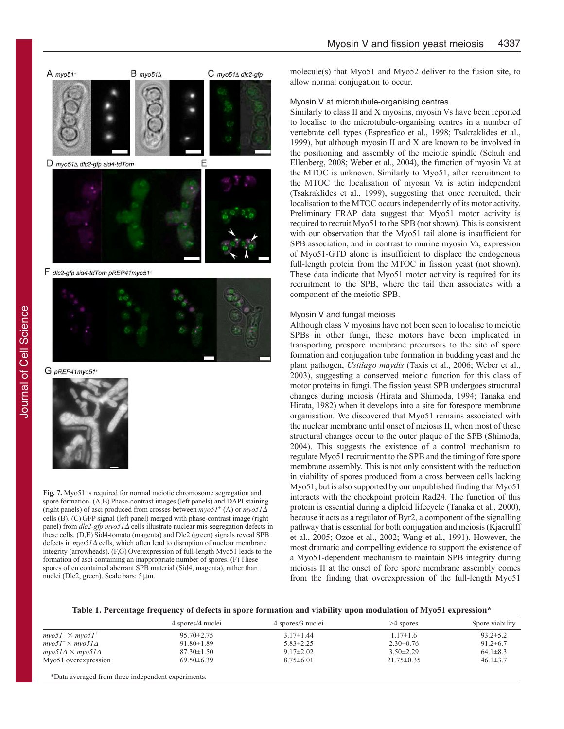Fig. 7. Myo51 is required for normal meiotic chromosome segregation and spore formation. (A,B) Phase-contrast images (left panels) and DAPI staining (right panels) of asci produced from crosses between *myo51*$^{+}$ (A) or *myo51Δ* cells (B). (C) GFP signal (left panel) merged with phase-contrast image (right panel) from *dlc2-gfp myo51Δ* cells illustrate nuclear mis-segregation defects in these cells. (D,E) Sid4-tomato (magenta) and Dlc2 (green) signals reveal SPB defects in *myo51Δ* cells, which often lead to disruption of nuclear membrane integrity (arrowheads). (F,G) Overexpression of full-length Myo51 leads to the formation of asci containing an inappropriate number of spores. (F) These spores often contained aberrant SPB material (Sid4, magenta), rather than nuclei (Dlc2, green). Scale bars: 5 μm.

molecule(s) that Myo51 and Myo52 deliver to the fusion site, to allow normal conjugation to occur.

### Myosin V at microtubule-organising centres

Similarly to class II and X myosins, myosin Vs have been reported to localise to the microtubule-organising centres in a number of vertebrate cell types (Espreafico et al., 1998; Tsakraklides et al., 1999), but although myosin II and X are known to be involved in the positioning and assembly of the meiotic spindle (Schuh and Ellenberg, 2008; Weber et al., 2004), the function of myosin Va at the MTOC is unknown. Similarly to Myo51, after recruitment to the MTOC the localisation of myosin Va is actin independent (Tsakraklides et al., 1999), suggesting that once recruited, their localisation to the MTOC occurs independently of its motor activity. Preliminary FRAP data suggest that Myo51 motor activity is required to recruit Myo51 to the SPB (not shown). This is consistent with our observation that the Myo51 tail alone is insufficient for SPB association, and in contrast to murine myosin Va, expression of Myo51-GTD alone is insufficient to displace the endogenous full-length protein from the MTOC in fission yeast (not shown). These data indicate that Myo51 motor activity is required for its recruitment to the SPB, where the tail then associates with a component of the meiotic SPB.

### Myosin V and fungal meiosis

Although class V myosins have not been seen to localise to meiotic SPBs in other fungi, these motors have been implicated in transporting prespore membrane precursors to the site of spore formation and conjugation tube formation in budding yeast and the plant pathogen, *Ustilago maydis* (Taxis et al., 2006; Weber et al., 2003), suggesting a conserved meiotic function for this class of motor proteins in fungi. The fission yeast SPB undergoes structural changes during meiosis (Hirata and Shimoda, 1994; Tanaka and Hirata, 1982) when it develops into a site for forespore membrane organisation. We discovered that Myo51 remains associated with the nuclear membrane until onset of meiosis II, when most of these structural changes occur to the outer plaque of the SPB (Shimoda, 2004). This suggests the existence of a control mechanism to regulate Myo51 recruitment to the SPB and the timing of fore spore membrane assembly. This is not only consistent with the reduction in viability of spores produced from a cross between cells lacking Myo51, but is also supported by our unpublished finding that Myo51 interacts with the checkpoint protein Rad24. The function of this protein is essential during a diploid lifecycle (Tanaka et al., 2000), because it acts as a regulator of Byr2, a component of the signalling pathway that is essential for both conjugation and meiosis (Kjaerulff et al., 2005; Ozoe et al., 2002; Wang et al., 1991). However, the most dramatic and compelling evidence to support the existence of a Myo51-dependent mechanism to maintain SPB integrity during meiosis II at the onset of fore spore membrane assembly comes from the finding that overexpression of the full-length Myo51

**Table 1. Percentage frequency of defects in spore formation and viability upon modulation of Myo51 expression***

| | 4 spores/4 nuclei | 4 spores/3 nuclei | >4 spores | Spore viability |
|---|---|---|---|---|
| *myo51*$^{+}$ × *myo51*$^{+}$ | 95.70±2.75 | 3.17±1.44 | 1.17±1.6 | 93.2±5.2 |
| *myo51*$^{+}$ × *myo51Δ* | 91.80±1.89 | 5.83±2.25 | 2.30±0.76 | 91.2±6.7 |
| *myo51Δ* × *myo51Δ* | 87.30±1.50 | 9.17±2.02 | 3.50±2.29 | 64.1±8.3 |
| Myo51 overexpression | 69.50±6.39 | 8.75±6.01 | 21.75±0.35 | 46.1±3.7 |

*Data averaged from three independent experiments.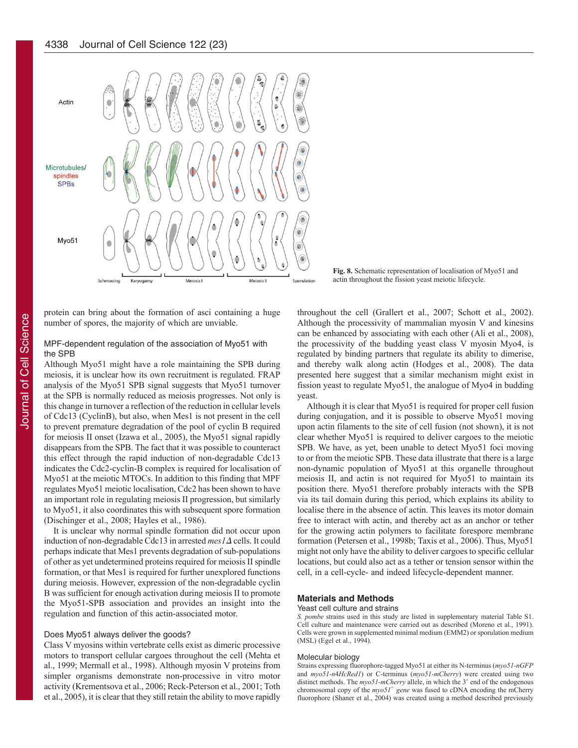Fig. 8. Schematic representation of localisation of Myo51 and actin throughout the fission yeast meiotic lifecycle.

protein can bring about the formation of asci containing a huge number of spores, the majority of which are unviable.

### MPF-dependent regulation of the association of Myo51 with the SPB

Although Myo51 might have a role maintaining the SPB during meiosis, it is unclear how its own recruitment is regulated. FRAP analysis of the Myo51 SPB signal suggests that Myo51 turnover at the SPB is normally reduced as meiosis progresses. Not only is this change in turnover a reflection of the reduction in cellular levels of Cdc13 (CyclinB), but also, when Mes1 is not present in the cell to prevent premature degradation of the pool of cyclin B required for meiosis II onset (Izawa et al., 2005), the Myo51 signal rapidly disappears from the SPB. The fact that it was possible to counteract this effect through the rapid induction of non-degradable Cdc13 indicates the Cdc2-cyclin-B complex is required for localisation of Myo51 at the meiotic MTOCs. In addition to this finding that MPF regulates Myo51 meiotic localisation, Cdc2 has been shown to have an important role in regulating meiosis II progression, but similarly to Myo51, it also coordinates this with subsequent spore formation (Dischinger et al., 2008; Hayles et al., 1986).

It is unclear why normal spindle formation did not occur upon induction of non-degradable Cdc13 in arrested *mes1Δ* cells. It could perhaps indicate that Mes1 prevents degradation of sub-populations of other as yet undetermined proteins required for meiosis II spindle formation, or that Mes1 is required for further unexplored functions during meiosis. However, expression of the non-degradable cyclin B was sufficient for enough activation during meiosis II to promote the Myo51-SPB association and provides an insight into the regulation and function of this actin-associated motor.

### Does Myo51 always deliver the goods?

Class V myosins within vertebrate cells exist as dimeric processive motors to transport cellular cargoes throughout the cell (Mehta et al., 1999; Mermall et al., 1998). Although myosin V proteins from simpler organisms demonstrate non-processive in vitro motor activity (Krementsova et al., 2006; Reck-Peterson et al., 2001; Toth et al., 2005), it is clear that they still retain the ability to move rapidly throughout the cell (Grallert et al., 2007; Schott et al., 2002). Although the processivity of mammalian myosin V and kinesins can be enhanced by associating with each other (Ali et al., 2008), the processivity of the budding yeast class V myosin Myo4, is regulated by binding partners that regulate its ability to dimerise, and thereby walk along actin (Hodges et al., 2008). The data presented here suggest that a similar mechanism might exist in fission yeast to regulate Myo51, the analogue of Myo4 in budding yeast.

Although it is clear that Myo51 is required for proper cell fusion during conjugation, and it is possible to observe Myo51 moving upon actin filaments to the site of cell fusion (not shown), it is not clear whether Myo51 is required to deliver cargoes to the meiotic SPB. We have, as yet, been unable to detect Myo51 foci moving to or from the meiotic SPB. These data illustrate that there is a large non-dynamic population of Myo51 at this organelle throughout meiosis II, and actin is not required for Myo51 to maintain its position there. Myo51 therefore probably interacts with the SPB via its tail domain during this period, which explains its ability to localise there in the absence of actin. This leaves its motor domain free to interact with actin, and thereby act as an anchor or tether for the growing actin polymers to facilitate forespore membrane formation (Petersen et al., 1998b; Taxis et al., 2006). Thus, Myo51 might not only have the ability to deliver cargoes to specific cellular locations, but could also act as a tether or tension sensor within the cell, in a cell-cycle- and indeed lifecycle-dependent manner.

## Materials and Methods

### Yeast cell culture and strains

*S. pombe* strains used in this study are listed in supplementary material Table S1. Cell culture and maintenance were carried out as described (Moreno et al., 1991). Cells were grown in supplemented minimal medium (EMM2) or sporulation medium (MSL) (Egel et al., 1994).

### Molecular biology

Strains expressing fluorophore-tagged Myo51 at either its N-terminus (*myo51-nGFP* and *myo51-n4HcRed1*) or C-terminus (*myo51-mCherry*) were created using two distinct methods. The *myo51-mCherry* allele, in which the 3′ end of the endogenous chromosomal copy of the *myo51⁺* gene was fused to cDNA encoding the mCherry fluorophore (Shaner et al., 2004) was created using a method described previously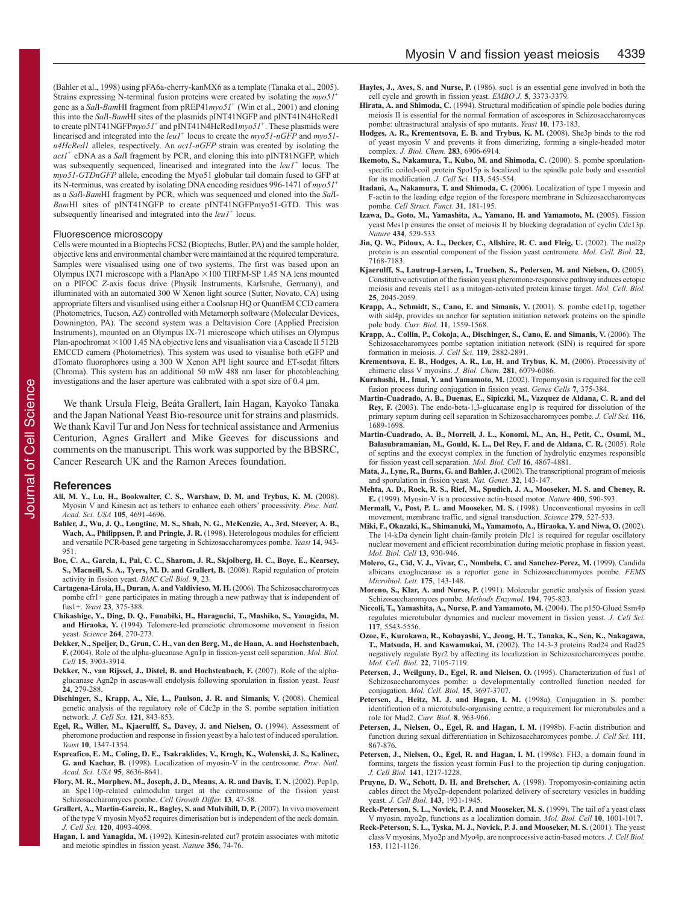(Bahler et al., 1998) using pFA6a-cherry-kanMX6 as a template (Tanaka et al., 2005). Strains expressing N-terminal fusion proteins were created by isolating the *myo51*$^{+}$ gene as a *Sal*I-*Bam*HI fragment from pREP41*myo51*$^{+}$ (Win et al., 2001) and cloning this into the *Sal*I-*Bam*HI sites of the plasmids pINT41NGFP and pINT41N4HcRed1 to create pINT41NGFP*myo51*$^{+}$ and pINT41N4HcRed1*myo51*$^{+}$. These plasmids were linearised and integrated into the *leu1*$^{+}$ locus to create the *myo51-nGFP* and *myo51-n4HcRed1* alleles, respectively. An *act1-nGFP* strain was created by isolating the *act1*$^{+}$ cDNA as a *Sal*I fragment by PCR, and cloning this into pINT81NGFP, which was subsequently sequenced, linearised and integrated into the *leu1*$^{+}$ locus. The *myo51-GTDnGFP* allele, encoding the Myo51 globular tail domain fused to GFP at its N-terminus, was created by isolating DNA encoding residues 996-1471 of *myo51*$^{+}$ as a *Sal*I-*Bam*HI fragment by PCR, which was sequenced and cloned into the *Sal*I-*Bam*HI sites of pINT41NGFP to create pINT41NGFPmyo51-GTD. This was subsequently linearised and integrated into the *leu1*$^{+}$ locus.

### Fluorescence microscopy

Cells were mounted in a Bioptechs FCS2 (Bioptechs, Butler, PA) and the sample holder, objective lens and environmental chamber were maintained at the required temperature. Samples were visualised using one of two systems. The first was based upon an Olympus IX71 microscope with a PlanApo ×100 TIRFM-SP 1.45 NA lens mounted on a PIFOC *Z*-axis focus drive (Physik Instruments, Karlsruhe, Germany), and illuminated with an automated 300 W Xenon light source (Sutter, Novato, CA) using appropriate filters and visualised using either a Coolsnap HQ or QuantEM CCD camera (Photometrics, Tucson, AZ) controlled with Metamorph software (Molecular Devices, Downington, PA). The second system was a Deltavision Core (Applied Precision Instruments), mounted on an Olympus IX-71 microscope that utilises an Olympus Plan-apochromat ×100 1.45 NA objective lens and visualisation via a Cascade II 512B EMCCD camera (Photometrics). This system was used to visualise both eGFP and dTomato fluorophores using a 300 W Xenon API light source and ET-sedat filters (Chroma). This system has an additional 50 mW 488 nm laser for photobleaching investigations and the laser aperture was calibrated with a spot size of 0.4 μm.

We thank Ursula Fleig, Beáta Grallert, Iain Hagan, Kayoko Tanaka and the Japan National Yeast Bio-resource unit for strains and plasmids. We thank Kavil Tur and Jon Ness for technical assistance and Armenius Centurion, Agnes Grallert and Mike Geeves for discussions and comments on the manuscript. This work was supported by the BBSRC, Cancer Research UK and the Ramon Areces foundation.

## References

**Ali, M. Y., Lu, H., Bookwalter, C. S., Warshaw, D. M. and Trybus, K. M.** (2008). Myosin V and Kinesin act as tethers to enhance each others' processivity. *Proc. Natl. Acad. Sci. USA* **105**, 4691-4696.

**Bahler, J., Wu, J. Q., Longtine, M. S., Shah, N. G., McKenzie, A., 3rd, Steever, A. B., Wach, A., Philippsen, P. and Pringle, J. R.** (1998). Heterologous modules for efficient and versatile PCR-based gene targeting in Schizosaccharomyces pombe. *Yeast* **14**, 943-951.

**Boe, C. A., Garcia, I., Pai, C. C., Sharom, J. R., Skjolberg, H. C., Boye, E., Kearsey, S., Macneill, S. A., Tyers, M. D. and Grallert, B.** (2008). Rapid regulation of protein activity in fission yeast. *BMC Cell Biol.* **9**, 23.

**Cartagena-Lirola, H., Duran, A. and Valdivieso, M. H.** (2006). The Schizosaccharomyces pombe cfr1+ gene participates in mating through a new pathway that is independent of fus1+. *Yeast* **23**, 375-388.

**Chikashige, Y., Ding, D. Q., Funabiki, H., Haraguchi, T., Mashiko, S., Yanagida, M. and Hiraoka, Y.** (1994). Telomere-led premeiotic chromosome movement in fission yeast. *Science* **264**, 270-273.

**Dekker, N., Speijer, D., Grun, C. H., van den Berg, M., de Haan, A. and Hochstenbach, F.** (2004). Role of the alpha-glucanase Agn1p in fission-yeast cell separation. *Mol. Biol. Cell* **15**, 3903-3914.

**Dekker, N., van Rijssel, J., Distel, B. and Hochstenbach, F.** (2007). Role of the alpha-glucanase Agn2p in ascus-wall endolysis following sporulation in fission yeast. *Yeast* **24**, 279-288.

**Dischinger, S., Krapp, A., Xie, L., Paulson, J. R. and Simanis, V.** (2008). Chemical genetic analysis of the regulatory role of Cdc2p in the S. pombe septation initiation network. *J. Cell Sci.* **121**, 843-853.

**Egel, R., Willer, M., Kjaerulff, S., Davey, J. and Nielsen, O.** (1994). Assessment of pheromone production and response in fission yeast by a halo test of induced sporulation. *Yeast* **10**, 1347-1354.

**Espreafico, E. M., Coling, D. E., Tsakraklides, V., Krogh, K., Wolenski, J. S., Kalinec, G. and Kachar, B.** (1998). Localization of myosin-V in the centrosome. *Proc. Natl. Acad. Sci. USA* **95**, 8636-8641.

**Flory, M. R., Morphew, M., Joseph, J. D., Means, A. R. and Davis, T. N.** (2002). Pcp1p, an Spc110p-related calmodulin target at the centrosome of the fission yeast Schizosaccharomyces pombe. *Cell Growth Differ.* **13**, 47-58.

**Grallert, A., Martin-Garcia, R., Bagley, S. and Mulvihill, D. P.** (2007). In vivo movement of the type V myosin Myo52 requires dimerisation but is independent of the neck domain. *J. Cell Sci.* **120**, 4093-4098.

**Hagan, I. and Yanagida, M.** (1992). Kinesin-related cut7 protein associates with mitotic and meiotic spindles in fission yeast. *Nature* **356**, 74-76.

**Hayles, J., Aves, S. and Nurse, P.** (1986). suc1 is an essential gene involved in both the cell cycle and growth in fission yeast. *EMBO J.* **5**, 3373-3379.

**Hirata, A. and Shimoda, C.** (1994). Structural modification of spindle pole bodies during meiosis II is essential for the normal formation of ascospores in Schizosaccharomyces pombe: ultrastructural analysis of spo mutants. *Yeast* **10**, 173-183.

**Hodges, A. R., Krementsova, E. B. and Trybus, K. M.** (2008). She3p binds to the rod of yeast myosin V and prevents it from dimerizing, forming a single-headed motor complex. *J. Biol. Chem.* **283**, 6906-6914.

**Ikemoto, S., Nakamura, T., Kubo, M. and Shimoda, C.** (2000). S. pombe sporulation-specific coiled-coil protein Spo15p is localized to the spindle pole body and essential for its modification. *J. Cell Sci.* **113**, 545-554.

**Itadani, A., Nakamura, T. and Shimoda, C.** (2006). Localization of type I myosin and F-actin to the leading edge region of the forespore membrane in Schizosaccharomyces pombe. *Cell Struct. Funct.* **31**, 181-195.

**Izawa, D., Goto, M., Yamashita, A., Yamano, H. and Yamamoto, M.** (2005). Fission yeast Mes1p ensures the onset of meiosis II by blocking degradation of cyclin Cdc13p. *Nature* **434**, 529-533.

**Jin, Q. W., Pidoux, A. L., Decker, C., Allshire, R. C. and Fleig, U.** (2002). The mal2p protein is an essential component of the fission yeast centromere. *Mol. Cell. Biol.* **22**, 7168-7183.

**Kjaerulff, S., Lautrup-Larsen, I., Truelsen, S., Pedersen, M. and Nielsen, O.** (2005). Constitutive activation of the fission yeast pheromone-responsive pathway induces ectopic meiosis and reveals ste11 as a mitogen-activated protein kinase target. *Mol. Cell. Biol.* **25**, 2045-2059.

**Krapp, A., Schmidt, S., Cano, E. and Simanis, V.** (2001). S. pombe cdc11p, together with sid4p, provides an anchor for septation initiation network proteins on the spindle pole body. *Curr. Biol.* **11**, 1559-1568.

**Krapp, A., Collin, P., Cokoja, A., Dischinger, S., Cano, E. and Simanis, V.** (2006). The Schizosaccharomyces pombe septation initiation network (SIN) is required for spore formation in meiosis. *J. Cell Sci.* **119**, 2882-2891.

**Krementsova, E. B., Hodges, A. R., Lu, H. and Trybus, K. M.** (2006). Processivity of chimeric class V myosins. *J. Biol. Chem.* **281**, 6079-6086.

**Kurahashi, H., Imai, Y. and Yamamoto, M.** (2002). Tropomyosin is required for the cell fusion process during conjugation in fission yeast. *Genes Cells* **7**, 375-384.

**Martin-Cuadrado, A. B., Duenas, E., Sipiczki, M., Vazquez de Aldana, C. R. and del Rey, F.** (2003). The endo-beta-1,3-glucanase eng1p is required for dissolution of the primary septum during cell separation in Schizosaccharomyces pombe. *J. Cell Sci.* **116**, 1689-1698.

**Martin-Cuadrado, A. B., Morrell, J. L., Konomi, M., An, H., Petit, C., Osumi, M., Balasubramanian, M., Gould, K. L., Del Rey, F. and de Aldana, C. R.** (2005). Role of septins and the exocyst complex in the function of hydrolytic enzymes responsible for fission yeast cell separation. *Mol. Biol. Cell* **16**, 4867-4881.

**Mata, J., Lyne, R., Burns, G. and Bahler, J.** (2002). The transcriptional program of meiosis and sporulation in fission yeast. *Nat. Genet.* **32**, 143-147.

**Mehta, A. D., Rock, R. S., Rief, M., Spudich, J. A., Mooseker, M. S. and Cheney, R. E.** (1999). Myosin-V is a processive actin-based motor. *Nature* **400**, 590-593.

**Mermall, V., Post, P. L. and Mooseker, M. S.** (1998). Unconventional myosins in cell movement, membrane traffic, and signal transduction. *Science* **279**, 527-533.

**Miki, F., Okazaki, K., Shimanuki, M., Yamamoto, A., Hiraoka, Y. and Niwa, O.** (2002). The 14-kDa dynein light chain-family protein Dlc1 is required for regular oscillatory nuclear movement and efficient recombination during meiotic prophase in fission yeast. *Mol. Biol. Cell* **13**, 930-946.

**Molero, G., Cid, V. J., Vivar, C., Nombela, C. and Sanchez-Perez, M.** (1999). Candida albicans exoglucanase as a reporter gene in Schizosaccharomyces pombe. *FEMS Microbiol. Lett.* **175**, 143-148.

**Moreno, S., Klar, A. and Nurse, P.** (1991). Molecular genetic analysis of fission yeast Schizosaccharomyces pombe. *Methods Enzymol.* **194**, 795-823.

**Niccoli, T., Yamashita, A., Nurse, P. and Yamamoto, M.** (2004). The p150-Glued Ssm4p regulates microtubular dynamics and nuclear movement in fission yeast. *J. Cell Sci.* **117**, 5543-5556.

**Ozoe, F., Kurokawa, R., Kobayashi, Y., Jeong, H. T., Tanaka, K., Sen, K., Nakagawa, T., Matsuda, H. and Kawamukai, M.** (2002). The 14-3-3 proteins Rad24 and Rad25 negatively regulate Byr2 by affecting its localization in Schizosaccharomyces pombe. *Mol. Cell. Biol.* **22**, 7105-7119.

**Petersen, J., Weilguny, D., Egel, R. and Nielsen, O.** (1995). Characterization of fus1 of Schizosaccharomyces pombe: a developmentally controlled function needed for conjugation. *Mol. Cell. Biol.* **15**, 3697-3707.

**Petersen, J., Heitz, M. J. and Hagan, I. M.** (1998a). Conjugation in S. pombe: identification of a microtubule-organising centre, a requirement for microtubules and a role for Mad2. *Curr. Biol.* **8**, 963-966.

**Petersen, J., Nielsen, O., Egel, R. and Hagan, I. M.** (1998b). F-actin distribution and function during sexual differentiation in Schizosaccharomyces pombe. *J. Cell Sci.* **111**, 867-876.

**Petersen, J., Nielsen, O., Egel, R. and Hagan, I. M.** (1998c). FH3, a domain found in formins, targets the fission yeast formin Fus1 to the projection tip during conjugation. *J. Cell Biol.* **141**, 1217-1228.

**Pruyne, D. W., Schott, D. H. and Bretscher, A.** (1998). Tropomyosin-containing actin cables direct the Myo2p-dependent polarized delivery of secretory vesicles in budding yeast. *J. Cell Biol.* **143**, 1931-1945.

**Reck-Peterson, S. L., Novick, P. J. and Mooseker, M. S.** (1999). The tail of a yeast class V myosin, myo2p, functions as a localization domain. *Mol. Biol. Cell* **10**, 1001-1017.

**Reck-Peterson, S. L., Tyska, M. J., Novick, P. J. and Mooseker, M. S.** (2001). The yeast class V myosins, Myo2p and Myo4p, are nonprocessive actin-based motors. *J. Cell Biol.* **153**, 1121-1126.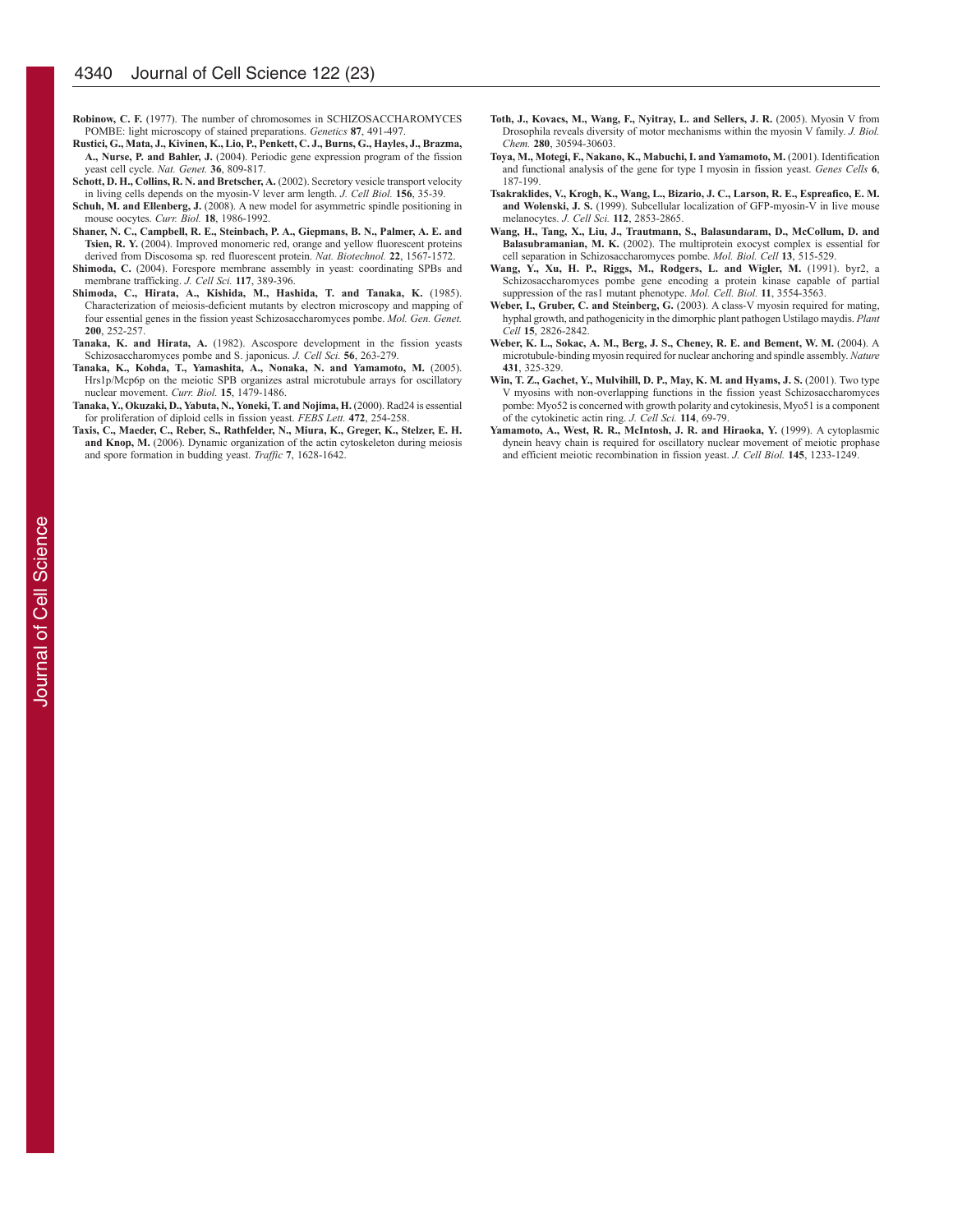**Robinow, C. F.** (1977). The number of chromosomes in SCHIZOSACCHAROMYCES POMBE: light microscopy of stained preparations. *Genetics* **87**, 491-497.

**Rustici, G., Mata, J., Kivinen, K., Lio, P., Penkett, C. J., Burns, G., Hayles, J., Brazma, A., Nurse, P. and Bahler, J.** (2004). Periodic gene expression program of the fission yeast cell cycle. *Nat. Genet.* **36**, 809-817.

**Schott, D. H., Collins, R. N. and Bretscher, A.** (2002). Secretory vesicle transport velocity in living cells depends on the myosin-V lever arm length. *J. Cell Biol.* **156**, 35-39.

**Schuh, M. and Ellenberg, J.** (2008). A new model for asymmetric spindle positioning in mouse oocytes. *Curr. Biol.* **18**, 1986-1992.

**Shaner, N. C., Campbell, R. E., Steinbach, P. A., Giepmans, B. N., Palmer, A. E. and Tsien, R. Y.** (2004). Improved monomeric red, orange and yellow fluorescent proteins derived from Discosoma sp. red fluorescent protein. *Nat. Biotechnol.* **22**, 1567-1572.

**Shimoda, C.** (2004). Forespore membrane assembly in yeast: coordinating SPBs and membrane trafficking. *J. Cell Sci.* **117**, 389-396.

**Shimoda, C., Hirata, A., Kishida, M., Hashida, T. and Tanaka, K.** (1985). Characterization of meiosis-deficient mutants by electron microscopy and mapping of four essential genes in the fission yeast Schizosaccharomyces pombe. *Mol. Gen. Genet.* **200**, 252-257.

**Tanaka, K. and Hirata, A.** (1982). Ascospore development in the fission yeasts Schizosaccharomyces pombe and S. japonicus. *J. Cell Sci.* **56**, 263-279.

**Tanaka, K., Kohda, T., Yamashita, A., Nonaka, N. and Yamamoto, M.** (2005). Hrs1p/Mcp6p on the meiotic SPB organizes astral microtubule arrays for oscillatory nuclear movement. *Curr. Biol.* **15**, 1479-1486.

**Tanaka, Y., Okuzaki, D., Yabuta, N., Yoneki, T. and Nojima, H.** (2000). Rad24 is essential for proliferation of diploid cells in fission yeast. *FEBS Lett.* **472**, 254-258.

**Taxis, C., Maeder, C., Reber, S., Rathfelder, N., Miura, K., Greger, K., Stelzer, E. H. and Knop, M.** (2006). Dynamic organization of the actin cytoskeleton during meiosis and spore formation in budding yeast. *Traffic* **7**, 1628-1642.

**Toth, J., Kovacs, M., Wang, F., Nyitray, L. and Sellers, J. R.** (2005). Myosin V from Drosophila reveals diversity of motor mechanisms within the myosin V family. *J. Biol. Chem.* **280**, 30594-30603.

**Toya, M., Motegi, F., Nakano, K., Mabuchi, I. and Yamamoto, M.** (2001). Identification and functional analysis of the gene for type I myosin in fission yeast. *Genes Cells* **6**, 187-199.

**Tsakraklides, V., Krogh, K., Wang, L., Bizario, J. C., Larson, R. E., Espreafico, E. M. and Wolenski, J. S.** (1999). Subcellular localization of GFP-myosin-V in live mouse melanocytes. *J. Cell Sci.* **112**, 2853-2865.

**Wang, H., Tang, X., Liu, J., Trautmann, S., Balasundaram, D., McCollum, D. and Balasubramanian, M. K.** (2002). The multiprotein exocyst complex is essential for cell separation in Schizosaccharomyces pombe. *Mol. Biol. Cell* **13**, 515-529.

**Wang, Y., Xu, H. P., Riggs, M., Rodgers, L. and Wigler, M.** (1991). byr2, a Schizosaccharomyces pombe gene encoding a protein kinase capable of partial suppression of the ras1 mutant phenotype. *Mol. Cell. Biol.* **11**, 3554-3563.

**Weber, I., Gruber, C. and Steinberg, G.** (2003). A class-V myosin required for mating, hyphal growth, and pathogenicity in the dimorphic plant pathogen Ustilago maydis. *Plant Cell* **15**, 2826-2842.

**Weber, K. L., Sokac, A. M., Berg, J. S., Cheney, R. E. and Bement, W. M.** (2004). A microtubule-binding myosin required for nuclear anchoring and spindle assembly. *Nature* **431**, 325-329.

**Win, T. Z., Gachet, Y., Mulvihill, D. P., May, K. M. and Hyams, J. S.** (2001). Two type V myosins with non-overlapping functions in the fission yeast Schizosaccharomyces pombe: Myo52 is concerned with growth polarity and cytokinesis, Myo51 is a component of the cytokinetic actin ring. *J. Cell Sci.* **114**, 69-79.

**Yamamoto, A., West, R. R., McIntosh, J. R. and Hiraoka, Y.** (1999). A cytoplasmic dynein heavy chain is required for oscillatory nuclear movement of meiotic prophase and efficient meiotic recombination in fission yeast. *J. Cell Biol.* **145**, 1233-1249.